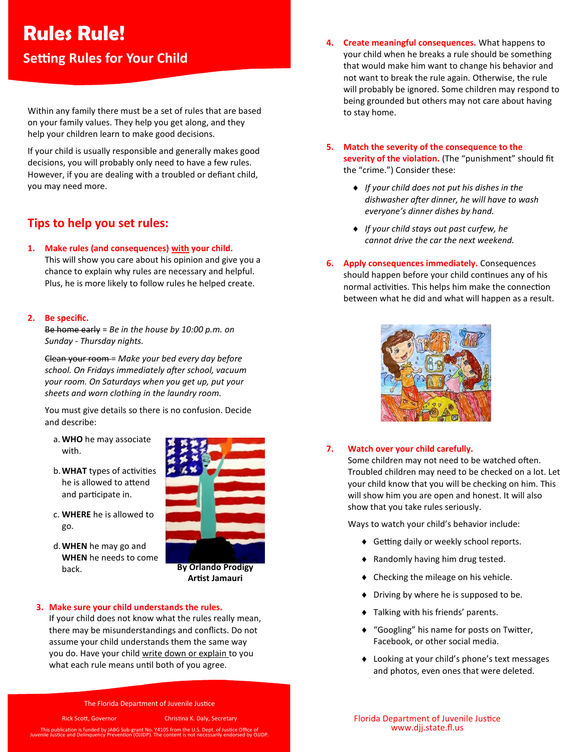# Rules Rule!

## Setting Rules for Your Child

Within any family there must be a set of rules that are based on your family values. They help you get along, and they help your children learn to make good decisions.

If your child is usually responsible and generally makes good decisions, you will probably only need to have a few rules. However, if you are dealing with a troubled or defiant child, you may need more.

## Tips to help you set rules:

1. **Make rules (and consequences) <u>with</u> your child.**
   This will show you care about his opinion and give you a chance to explain why rules are necessary and helpful. Plus, he is more likely to follow rules he helped create.

2. **Be specific.**
   ~~Be home early~~ = *Be in the house by 10:00 p.m. on Sunday - Thursday nights.*

   ~~Clean your room~~ = *Make your bed every day before school. On Fridays immediately after school, vacuum your room. On Saturdays when you get up, put your sheets and worn clothing in the laundry room.*

   You must give details so there is no confusion. Decide and describe:

   a. **WHO** he may associate with.

   b. **WHAT** types of activities he is allowed to attend and participate in.

   c. **WHERE** he is allowed to go.

   d. **WHEN** he may go and **WHEN** he needs to come back.

**By Orlando Prodigy Artist Jamauri**

3. **Make sure your child understands the rules.**
   If your child does not know what the rules really mean, there may be misunderstandings and conflicts. Do not assume your child understands them the same way you do. Have your child <u>write down or explain</u> to you what each rule means until both of you agree.

4. **Create meaningful consequences.** What happens to your child when he breaks a rule should be something that would make him want to change his behavior and not want to break the rule again. Otherwise, the rule will probably be ignored. Some children may respond to being grounded but others may not care about having to stay home.

5. **Match the severity of the consequence to the severity of the violation.** (The "punishment" should fit the "crime.") Consider these:

   - *If your child does not put his dishes in the dishwasher after dinner, he will have to wash everyone's dinner dishes by hand.*
   - *If your child stays out past curfew, he cannot drive the car the next weekend.*

6. **Apply consequences immediately.** Consequences should happen before your child continues any of his normal activities. This helps him make the connection between what he did and what will happen as a result.

7. **Watch over your child carefully.**
   Some children may not need to be watched often. Troubled children may need to be checked on a lot. Let your child know that you will be checking on him. This will show him you are open and honest. It will also show that you take rules seriously.

   Ways to watch your child's behavior include:

   - Getting daily or weekly school reports.
   - Randomly having him drug tested.
   - Checking the mileage on his vehicle.
   - Driving by where he is supposed to be.
   - Talking with his friends' parents.
   - "Googling" his name for posts on Twitter, Facebook, or other social media.
   - Looking at your child's phone's text messages and photos, even ones that were deleted.

The Florida Department of Juvenile Justice

Rick Scott, Governor    Christina K. Daly, Secretary

This publication is funded by JABG Sub-grant No. Y4105 from the U.S. Dept. of Justice Office of Juvenile Justice and Delinquency Prevention (OJJDP). The content is not necessarily endorsed by OJJDP.

Florida Department of Juvenile Justice
www.djj.state.fl.us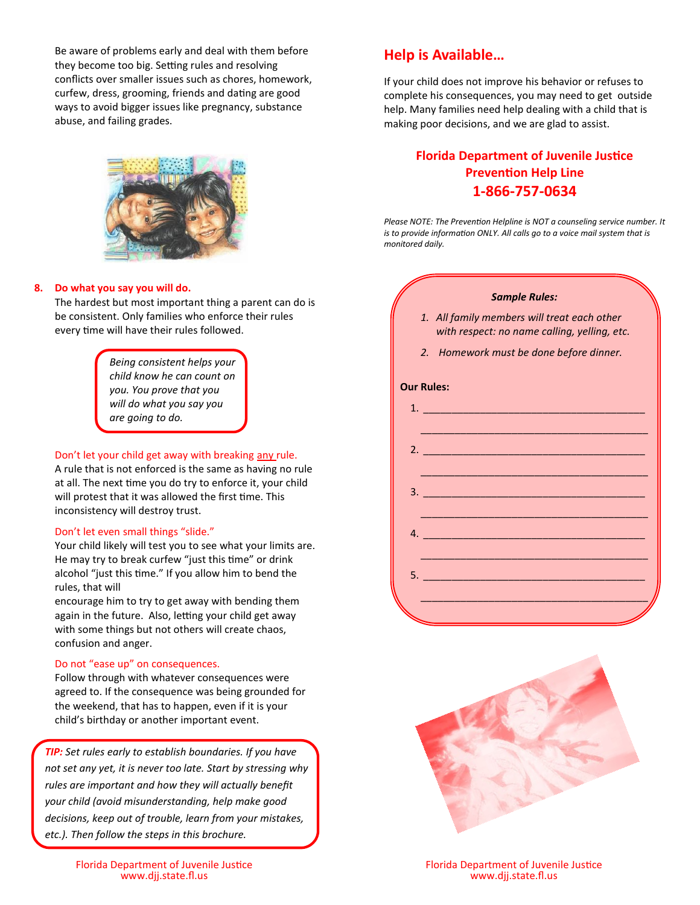Be aware of problems early and deal with them before they become too big. Setting rules and resolving conflicts over smaller issues such as chores, homework, curfew, dress, grooming, friends and dating are good ways to avoid bigger issues like pregnancy, substance abuse, and failing grades.

8. **Do what you say you will do.**

The hardest but most important thing a parent can do is be consistent. Only families who enforce their rules every time will have their rules followed.

*Being consistent helps your child know he can count on you. You prove that you will do what you say you are going to do.*

Don't let your child get away with breaking any rule.

A rule that is not enforced is the same as having no rule at all. The next time you do try to enforce it, your child will protest that it was allowed the first time. This inconsistency will destroy trust.

Don't let even small things "slide."

Your child likely will test you to see what your limits are. He may try to break curfew "just this time" or drink alcohol "just this time." If you allow him to bend the rules, that will encourage him to try to get away with bending them again in the future. Also, letting your child get away with some things but not others will create chaos, confusion and anger.

Do not "ease up" on consequences.

Follow through with whatever consequences were agreed to. If the consequence was being grounded for the weekend, that has to happen, even if it is your child's birthday or another important event.

*TIP: Set rules early to establish boundaries. If you have not set any yet, it is never too late. Start by stressing why rules are important and how they will actually benefit your child (avoid misunderstanding, help make good decisions, keep out of trouble, learn from your mistakes, etc.). Then follow the steps in this brochure.*

Florida Department of Juvenile Justice
www.djj.state.fl.us

## Help is Available…

If your child does not improve his behavior or refuses to complete his consequences, you may need to get outside help. Many families need help dealing with a child that is making poor decisions, and we are glad to assist.

**Florida Department of Juvenile Justice**
**Prevention Help Line**
**1-866-757-0634**

*Please NOTE: The Prevention Helpline is NOT a counseling service number. It is to provide information ONLY. All calls go to a voice mail system that is monitored daily.*

***Sample Rules:***

1. *All family members will treat each other with respect: no name calling, yelling, etc.*
2. *Homework must be done before dinner.*

**Our Rules:**

1. ______________________________________
   ______________________________________
2. ______________________________________
   ______________________________________
3. ______________________________________
   ______________________________________
4. ______________________________________
   ______________________________________
5. ______________________________________
   ______________________________________

Florida Department of Juvenile Justice
www.djj.state.fl.us